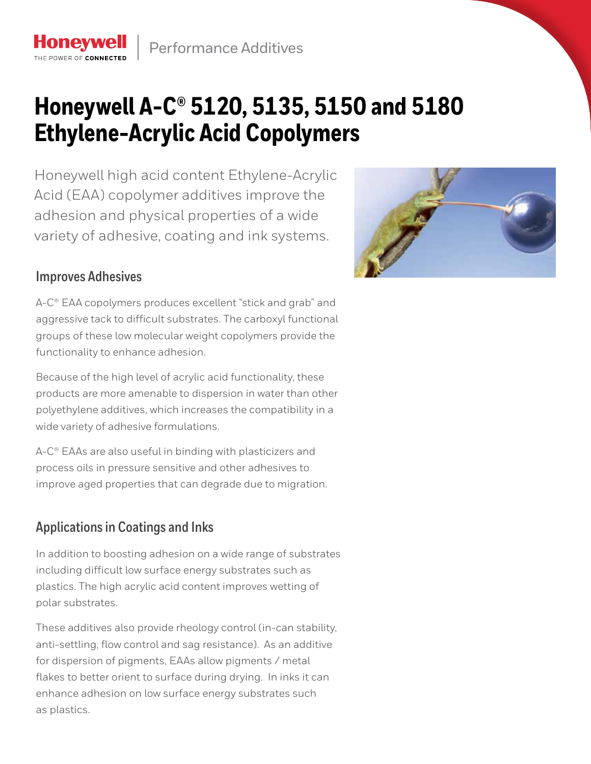Honeywell | Performance Additives

# Honeywell A-C® 5120, 5135, 5150 and 5180 Ethylene-Acrylic Acid Copolymers

Honeywell high acid content Ethylene-Acrylic Acid (EAA) copolymer additives improve the adhesion and physical properties of a wide variety of adhesive, coating and ink systems.

## Improves Adhesives

A-C® EAA copolymers produces excellent "stick and grab" and aggressive tack to difficult substrates. The carboxyl functional groups of these low molecular weight copolymers provide the functionality to enhance adhesion.

Because of the high level of acrylic acid functionality, these products are more amenable to dispersion in water than other polyethylene additives, which increases the compatibility in a wide variety of adhesive formulations.

A-C® EAAs are also useful in binding with plasticizers and process oils in pressure sensitive and other adhesives to improve aged properties that can degrade due to migration.

## Applications in Coatings and Inks

In addition to boosting adhesion on a wide range of substrates including difficult low surface energy substrates such as plastics. The high acrylic acid content improves wetting of polar substrates.

These additives also provide rheology control (in-can stability, anti-settling, flow control and sag resistance). As an additive for dispersion of pigments, EAAs allow pigments / metal flakes to better orient to surface during drying. In inks it can enhance adhesion on low surface energy substrates such as plastics.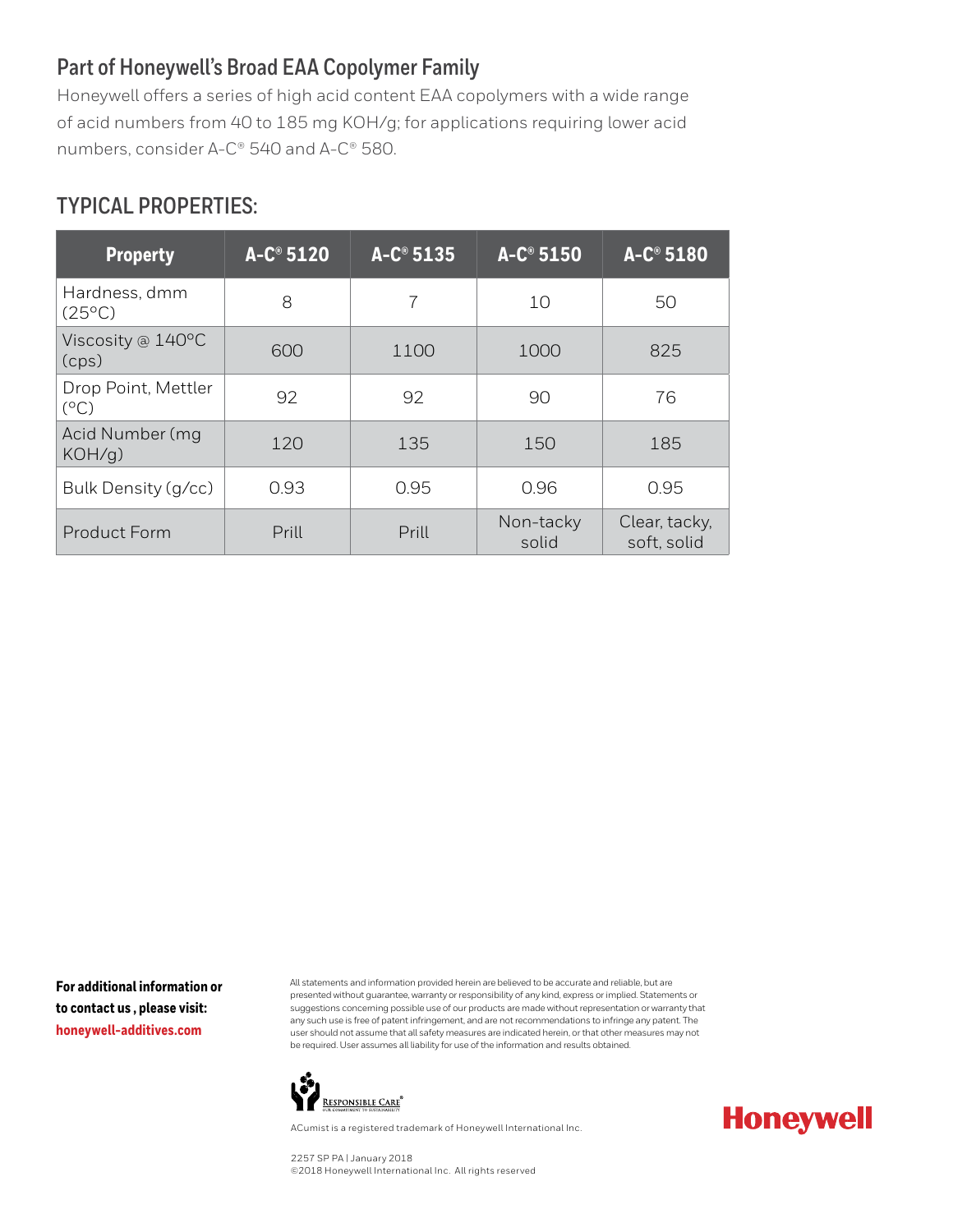## Part of Honeywell's Broad EAA Copolymer Family

Honeywell offers a series of high acid content EAA copolymers with a wide range of acid numbers from 40 to 185 mg KOH/g; for applications requiring lower acid numbers, consider A-C® 540 and A-C® 580.

## TYPICAL PROPERTIES:

| Property | A-C® 5120 | A-C® 5135 | A-C® 5150 | A-C® 5180 |
|---|---|---|---|---|
| Hardness, dmm (25°C) | 8 | 7 | 10 | 50 |
| Viscosity @ 140°C (cps) | 600 | 1100 | 1000 | 825 |
| Drop Point, Mettler (°C) | 92 | 92 | 90 | 76 |
| Acid Number (mg KOH/g) | 120 | 135 | 150 | 185 |
| Bulk Density (g/cc) | 0.93 | 0.95 | 0.96 | 0.95 |
| Product Form | Prill | Prill | Non-tacky solid | Clear, tacky, soft, solid |

**For additional information or to contact us , please visit:**
**honeywell-additives.com**

All statements and information provided herein are believed to be accurate and reliable, but are presented without guarantee, warranty or responsibility of any kind, express or implied. Statements or suggestions concerning possible use of our products are made without representation or warranty that any such use is free of patent infringement, and are not recommendations to infringe any patent. The user should not assume that all safety measures are indicated herein, or that other measures may not be required. User assumes all liability for use of the information and results obtained.

Responsible Care®

ACumist is a registered trademark of Honeywell International Inc.

Honeywell

2257 SP PA | January 2018
©2018 Honeywell International Inc. All rights reserved